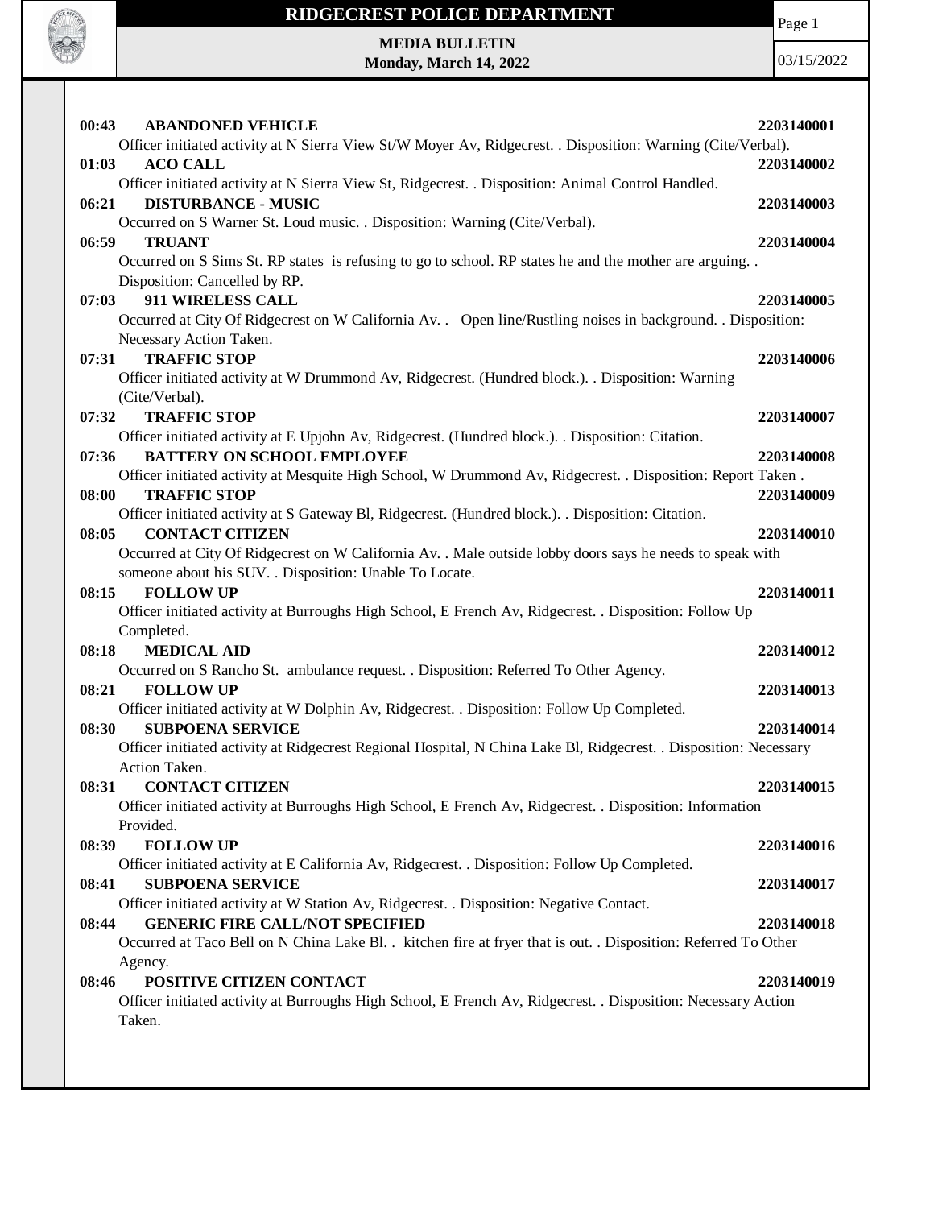# RIDGECREST POLICE DEPARTMENT

**MEDIA BULLETIN**
**Monday, March 14, 2022**

03/15/2022

**00:43 ABANDONED VEHICLE** **2203140001**
Officer initiated activity at N Sierra View St/W Moyer Av, Ridgecrest. . Disposition: Warning (Cite/Verbal).

**01:03 ACO CALL** **2203140002**
Officer initiated activity at N Sierra View St, Ridgecrest. . Disposition: Animal Control Handled.

**06:21 DISTURBANCE - MUSIC** **2203140003**
Occurred on S Warner St. Loud music. . Disposition: Warning (Cite/Verbal).

**06:59 TRUANT** **2203140004**
Occurred on S Sims St. RP states is refusing to go to school. RP states he and the mother are arguing. . Disposition: Cancelled by RP.

**07:03 911 WIRELESS CALL** **2203140005**
Occurred at City Of Ridgecrest on W California Av. . Open line/Rustling noises in background. . Disposition: Necessary Action Taken.

**07:31 TRAFFIC STOP** **2203140006**
Officer initiated activity at W Drummond Av, Ridgecrest. (Hundred block.). . Disposition: Warning (Cite/Verbal).

**07:32 TRAFFIC STOP** **2203140007**
Officer initiated activity at E Upjohn Av, Ridgecrest. (Hundred block.). . Disposition: Citation.

**07:36 BATTERY ON SCHOOL EMPLOYEE** **2203140008**
Officer initiated activity at Mesquite High School, W Drummond Av, Ridgecrest. . Disposition: Report Taken .

**08:00 TRAFFIC STOP** **2203140009**
Officer initiated activity at S Gateway Bl, Ridgecrest. (Hundred block.). . Disposition: Citation.

**08:05 CONTACT CITIZEN** **2203140010**
Occurred at City Of Ridgecrest on W California Av. . Male outside lobby doors says he needs to speak with someone about his SUV. . Disposition: Unable To Locate.

**08:15 FOLLOW UP** **2203140011**
Officer initiated activity at Burroughs High School, E French Av, Ridgecrest. . Disposition: Follow Up Completed.

**08:18 MEDICAL AID** **2203140012**
Occurred on S Rancho St. ambulance request. . Disposition: Referred To Other Agency.

**08:21 FOLLOW UP** **2203140013**
Officer initiated activity at W Dolphin Av, Ridgecrest. . Disposition: Follow Up Completed.

**08:30 SUBPOENA SERVICE** **2203140014**
Officer initiated activity at Ridgecrest Regional Hospital, N China Lake Bl, Ridgecrest. . Disposition: Necessary Action Taken.

**08:31 CONTACT CITIZEN** **2203140015**
Officer initiated activity at Burroughs High School, E French Av, Ridgecrest. . Disposition: Information Provided.

**08:39 FOLLOW UP** **2203140016**
Officer initiated activity at E California Av, Ridgecrest. . Disposition: Follow Up Completed.

**08:41 SUBPOENA SERVICE** **2203140017**
Officer initiated activity at W Station Av, Ridgecrest. . Disposition: Negative Contact.

**08:44 GENERIC FIRE CALL/NOT SPECIFIED** **2203140018**
Occurred at Taco Bell on N China Lake Bl. . kitchen fire at fryer that is out. . Disposition: Referred To Other Agency.

**08:46 POSITIVE CITIZEN CONTACT** **2203140019**
Officer initiated activity at Burroughs High School, E French Av, Ridgecrest. . Disposition: Necessary Action Taken.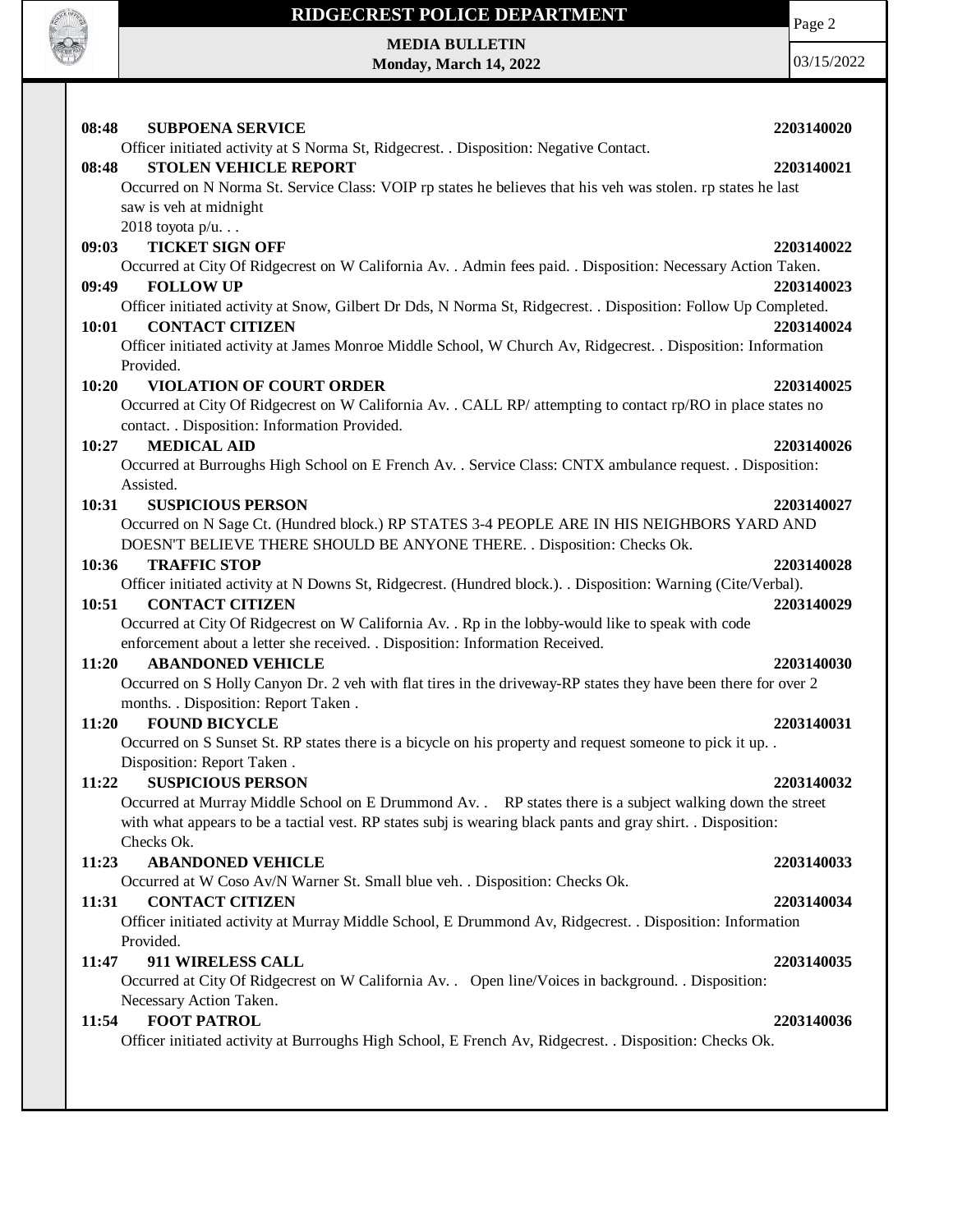**08:48 SUBPOENA SERVICE** **2203140020**

Officer initiated activity at S Norma St, Ridgecrest. . Disposition: Negative Contact.

**08:48 STOLEN VEHICLE REPORT** **2203140021**

Occurred on N Norma St. Service Class: VOIP rp states he believes that his veh was stolen. rp states he last saw is veh at midnight
2018 toyota p/u. . .

**09:03 TICKET SIGN OFF** **2203140022**

Occurred at City Of Ridgecrest on W California Av. . Admin fees paid. . Disposition: Necessary Action Taken.

**09:49 FOLLOW UP** **2203140023**

Officer initiated activity at Snow, Gilbert Dr Dds, N Norma St, Ridgecrest. . Disposition: Follow Up Completed.

**10:01 CONTACT CITIZEN** **2203140024**

Officer initiated activity at James Monroe Middle School, W Church Av, Ridgecrest. . Disposition: Information Provided.

**10:20 VIOLATION OF COURT ORDER** **2203140025**

Occurred at City Of Ridgecrest on W California Av. . CALL RP/ attempting to contact rp/RO in place states no contact. . Disposition: Information Provided.

**10:27 MEDICAL AID** **2203140026**

Occurred at Burroughs High School on E French Av. . Service Class: CNTX ambulance request. . Disposition: Assisted.

**10:31 SUSPICIOUS PERSON** **2203140027**

Occurred on N Sage Ct. (Hundred block.) RP STATES 3-4 PEOPLE ARE IN HIS NEIGHBORS YARD AND DOESN'T BELIEVE THERE SHOULD BE ANYONE THERE. . Disposition: Checks Ok.

**10:36 TRAFFIC STOP** **2203140028**

Officer initiated activity at N Downs St, Ridgecrest. (Hundred block.). . Disposition: Warning (Cite/Verbal).

**10:51 CONTACT CITIZEN** **2203140029**

Occurred at City Of Ridgecrest on W California Av. . Rp in the lobby-would like to speak with code enforcement about a letter she received. . Disposition: Information Received.

**11:20 ABANDONED VEHICLE** **2203140030**

Occurred on S Holly Canyon Dr. 2 veh with flat tires in the driveway-RP states they have been there for over 2 months. . Disposition: Report Taken .

**11:20 FOUND BICYCLE** **2203140031**

Occurred on S Sunset St. RP states there is a bicycle on his property and request someone to pick it up. . Disposition: Report Taken .

**11:22 SUSPICIOUS PERSON** **2203140032**

Occurred at Murray Middle School on E Drummond Av. . RP states there is a subject walking down the street with what appears to be a tactial vest. RP states subj is wearing black pants and gray shirt. . Disposition: Checks Ok.

**11:23 ABANDONED VEHICLE** **2203140033**

Occurred at W Coso Av/N Warner St. Small blue veh. . Disposition: Checks Ok.

**11:31 CONTACT CITIZEN** **2203140034**

Officer initiated activity at Murray Middle School, E Drummond Av, Ridgecrest. . Disposition: Information Provided.

**11:47 911 WIRELESS CALL** **2203140035**

Occurred at City Of Ridgecrest on W California Av. . Open line/Voices in background. . Disposition: Necessary Action Taken.

**11:54 FOOT PATROL** **2203140036**

Officer initiated activity at Burroughs High School, E French Av, Ridgecrest. . Disposition: Checks Ok.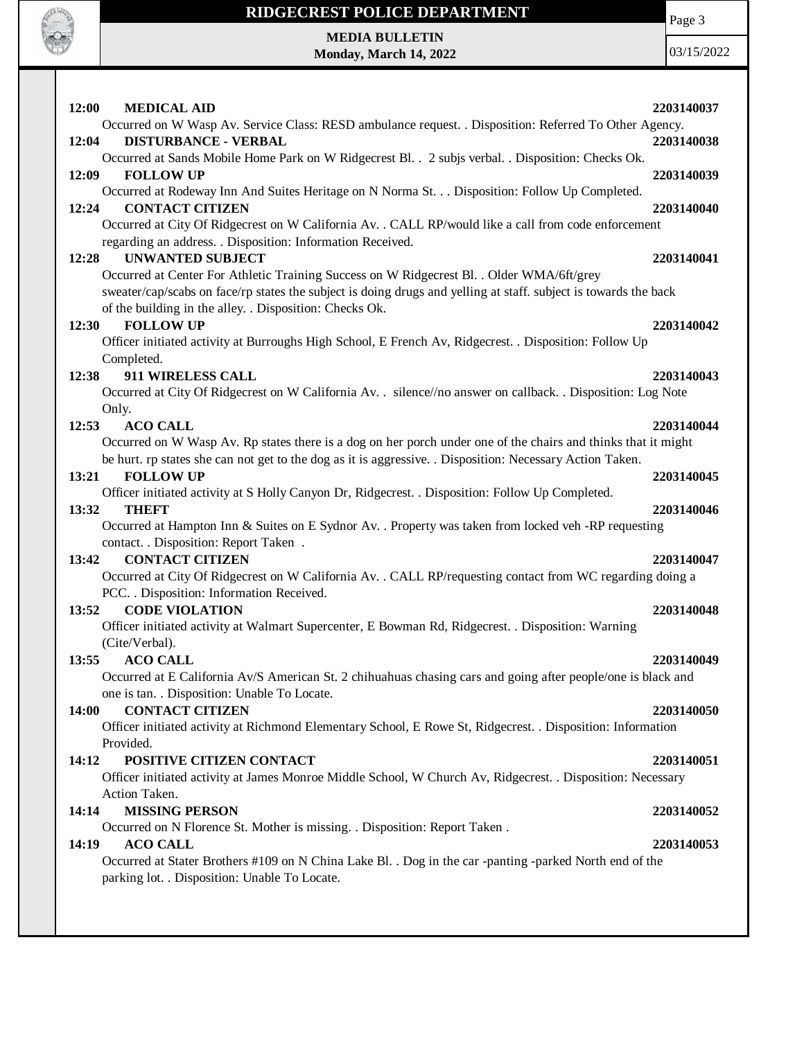**12:00 MEDICAL AID 2203140037**
Occurred on W Wasp Av. Service Class: RESD ambulance request. . Disposition: Referred To Other Agency.

**12:04 DISTURBANCE - VERBAL 2203140038**
Occurred at Sands Mobile Home Park on W Ridgecrest Bl. . 2 subjs verbal. . Disposition: Checks Ok.

**12:09 FOLLOW UP 2203140039**
Occurred at Rodeway Inn And Suites Heritage on N Norma St. . . Disposition: Follow Up Completed.

**12:24 CONTACT CITIZEN 2203140040**
Occurred at City Of Ridgecrest on W California Av. . CALL RP/would like a call from code enforcement regarding an address. . Disposition: Information Received.

**12:28 UNWANTED SUBJECT 2203140041**
Occurred at Center For Athletic Training Success on W Ridgecrest Bl. . Older WMA/6ft/grey sweater/cap/scabs on face/rp states the subject is doing drugs and yelling at staff. subject is towards the back of the building in the alley. . Disposition: Checks Ok.

**12:30 FOLLOW UP 2203140042**
Officer initiated activity at Burroughs High School, E French Av, Ridgecrest. . Disposition: Follow Up Completed.

**12:38 911 WIRELESS CALL 2203140043**
Occurred at City Of Ridgecrest on W California Av. . silence//no answer on callback. . Disposition: Log Note Only.

**12:53 ACO CALL 2203140044**
Occurred on W Wasp Av. Rp states there is a dog on her porch under one of the chairs and thinks that it might be hurt. rp states she can not get to the dog as it is aggressive. . Disposition: Necessary Action Taken.

**13:21 FOLLOW UP 2203140045**
Officer initiated activity at S Holly Canyon Dr, Ridgecrest. . Disposition: Follow Up Completed.

**13:32 THEFT 2203140046**
Occurred at Hampton Inn & Suites on E Sydnor Av. . Property was taken from locked veh -RP requesting contact. . Disposition: Report Taken .

**13:42 CONTACT CITIZEN 2203140047**
Occurred at City Of Ridgecrest on W California Av. . CALL RP/requesting contact from WC regarding doing a PCC. . Disposition: Information Received.

**13:52 CODE VIOLATION 2203140048**
Officer initiated activity at Walmart Supercenter, E Bowman Rd, Ridgecrest. . Disposition: Warning (Cite/Verbal).

**13:55 ACO CALL 2203140049**
Occurred at E California Av/S American St. 2 chihuahuas chasing cars and going after people/one is black and one is tan. . Disposition: Unable To Locate.

**14:00 CONTACT CITIZEN 2203140050**
Officer initiated activity at Richmond Elementary School, E Rowe St, Ridgecrest. . Disposition: Information Provided.

**14:12 POSITIVE CITIZEN CONTACT 2203140051**
Officer initiated activity at James Monroe Middle School, W Church Av, Ridgecrest. . Disposition: Necessary Action Taken.

**14:14 MISSING PERSON 2203140052**
Occurred on N Florence St. Mother is missing. . Disposition: Report Taken .

**14:19 ACO CALL 2203140053**
Occurred at Stater Brothers #109 on N China Lake Bl. . Dog in the car -panting -parked North end of the parking lot. . Disposition: Unable To Locate.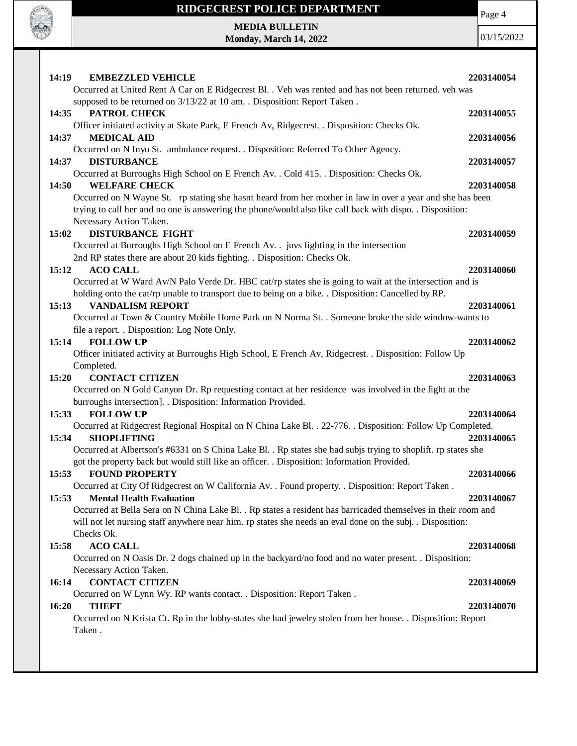**14:19 EMBEZZLED VEHICLE** **2203140054**

Occurred at United Rent A Car on E Ridgecrest Bl. . Veh was rented and has not been returned. veh was supposed to be returned on 3/13/22 at 10 am. . Disposition: Report Taken .

**14:35 PATROL CHECK** **2203140055**

Officer initiated activity at Skate Park, E French Av, Ridgecrest. . Disposition: Checks Ok.

**14:37 MEDICAL AID** **2203140056**

Occurred on N Inyo St. ambulance request. . Disposition: Referred To Other Agency.

**14:37 DISTURBANCE** **2203140057**

Occurred at Burroughs High School on E French Av. . Cold 415. . Disposition: Checks Ok.

**14:50 WELFARE CHECK** **2203140058**

Occurred on N Wayne St. rp stating she hasnt heard from her mother in law in over a year and she has been trying to call her and no one is answering the phone/would also like call back with dispo. . Disposition: Necessary Action Taken.

**15:02 DISTURBANCE FIGHT** **2203140059**

Occurred at Burroughs High School on E French Av. . juvs fighting in the intersection
2nd RP states there are about 20 kids fighting. . Disposition: Checks Ok.

**15:12 ACO CALL** **2203140060**

Occurred at W Ward Av/N Palo Verde Dr. HBC cat/rp states she is going to wait at the intersection and is holding onto the cat/rp unable to transport due to being on a bike. . Disposition: Cancelled by RP.

**15:13 VANDALISM REPORT** **2203140061**

Occurred at Town & Country Mobile Home Park on N Norma St. . Someone broke the side window-wants to file a report. . Disposition: Log Note Only.

**15:14 FOLLOW UP** **2203140062**

Officer initiated activity at Burroughs High School, E French Av, Ridgecrest. . Disposition: Follow Up Completed.

**15:20 CONTACT CITIZEN** **2203140063**

Occurred on N Gold Canyon Dr. Rp requesting contact at her residence was involved in the fight at the burroughs intersection]. . Disposition: Information Provided.

**15:33 FOLLOW UP** **2203140064**

Occurred at Ridgecrest Regional Hospital on N China Lake Bl. . 22-776. . Disposition: Follow Up Completed.

**15:34 SHOPLIFTING** **2203140065**

Occurred at Albertson's #6331 on S China Lake Bl. . Rp states she had subjs trying to shoplift. rp states she got the property back but would still like an officer. . Disposition: Information Provided.

**15:53 FOUND PROPERTY** **2203140066**

Occurred at City Of Ridgecrest on W California Av. . Found property. . Disposition: Report Taken .

**15:53 Mental Health Evaluation** **2203140067**

Occurred at Bella Sera on N China Lake Bl. . Rp states a resident has barricaded themselves in their room and will not let nursing staff anywhere near him. rp states she needs an eval done on the subj. . Disposition: Checks Ok.

**15:58 ACO CALL** **2203140068**

Occurred on N Oasis Dr. 2 dogs chained up in the backyard/no food and no water present. . Disposition: Necessary Action Taken.

**16:14 CONTACT CITIZEN** **2203140069**

Occurred on W Lynn Wy. RP wants contact. . Disposition: Report Taken .

**16:20 THEFT** **2203140070**

Occurred on N Krista Ct. Rp in the lobby-states she had jewelry stolen from her house. . Disposition: Report Taken .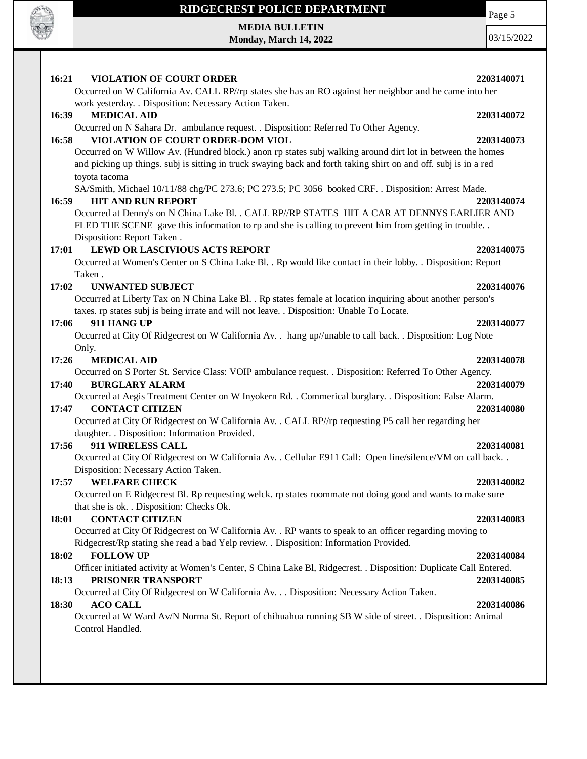**16:21 VIOLATION OF COURT ORDER 2203140071**

Occurred on W California Av. CALL RP//rp states she has an RO against her neighbor and he came into her work yesterday. . Disposition: Necessary Action Taken.

**16:39 MEDICAL AID 2203140072**

Occurred on N Sahara Dr. ambulance request. . Disposition: Referred To Other Agency.

**16:58 VIOLATION OF COURT ORDER-DOM VIOL 2203140073**

Occurred on W Willow Av. (Hundred block.) anon rp states subj walking around dirt lot in between the homes and picking up things. subj is sitting in truck swaying back and forth taking shirt on and off. subj is in a red toyota tacoma

SA/Smith, Michael 10/11/88 chg/PC 273.6; PC 273.5; PC 3056 booked CRF. . Disposition: Arrest Made.

**16:59 HIT AND RUN REPORT 2203140074**

Occurred at Denny's on N China Lake Bl. . CALL RP//RP STATES HIT A CAR AT DENNYS EARLIER AND FLED THE SCENE gave this information to rp and she is calling to prevent him from getting in trouble. . Disposition: Report Taken .

**17:01 LEWD OR LASCIVIOUS ACTS REPORT 2203140075**

Occurred at Women's Center on S China Lake Bl. . Rp would like contact in their lobby. . Disposition: Report Taken .

**17:02 UNWANTED SUBJECT 2203140076**

Occurred at Liberty Tax on N China Lake Bl. . Rp states female at location inquiring about another person's taxes. rp states subj is being irrate and will not leave. . Disposition: Unable To Locate.

**17:06 911 HANG UP 2203140077**

Occurred at City Of Ridgecrest on W California Av. . hang up//unable to call back. . Disposition: Log Note Only.

**17:26 MEDICAL AID 2203140078**

Occurred on S Porter St. Service Class: VOIP ambulance request. . Disposition: Referred To Other Agency.

**17:40 BURGLARY ALARM 2203140079**

Occurred at Aegis Treatment Center on W Inyokern Rd. . Commerical burglary. . Disposition: False Alarm.

**17:47 CONTACT CITIZEN 2203140080**

Occurred at City Of Ridgecrest on W California Av. . CALL RP//rp requesting P5 call her regarding her daughter. . Disposition: Information Provided.

**17:56 911 WIRELESS CALL 2203140081**

Occurred at City Of Ridgecrest on W California Av. . Cellular E911 Call: Open line/silence/VM on call back. . Disposition: Necessary Action Taken.

**17:57 WELFARE CHECK 2203140082**

Occurred on E Ridgecrest Bl. Rp requesting welck. rp states roommate not doing good and wants to make sure that she is ok. . Disposition: Checks Ok.

**18:01 CONTACT CITIZEN 2203140083**

Occurred at City Of Ridgecrest on W California Av. . RP wants to speak to an officer regarding moving to Ridgecrest/Rp stating she read a bad Yelp review. . Disposition: Information Provided.

**18:02 FOLLOW UP 2203140084**

Officer initiated activity at Women's Center, S China Lake Bl, Ridgecrest. . Disposition: Duplicate Call Entered.

**18:13 PRISONER TRANSPORT 2203140085**

Occurred at City Of Ridgecrest on W California Av. . . Disposition: Necessary Action Taken.

**18:30 ACO CALL 2203140086**

Occurred at W Ward Av/N Norma St. Report of chihuahua running SB W side of street. . Disposition: Animal Control Handled.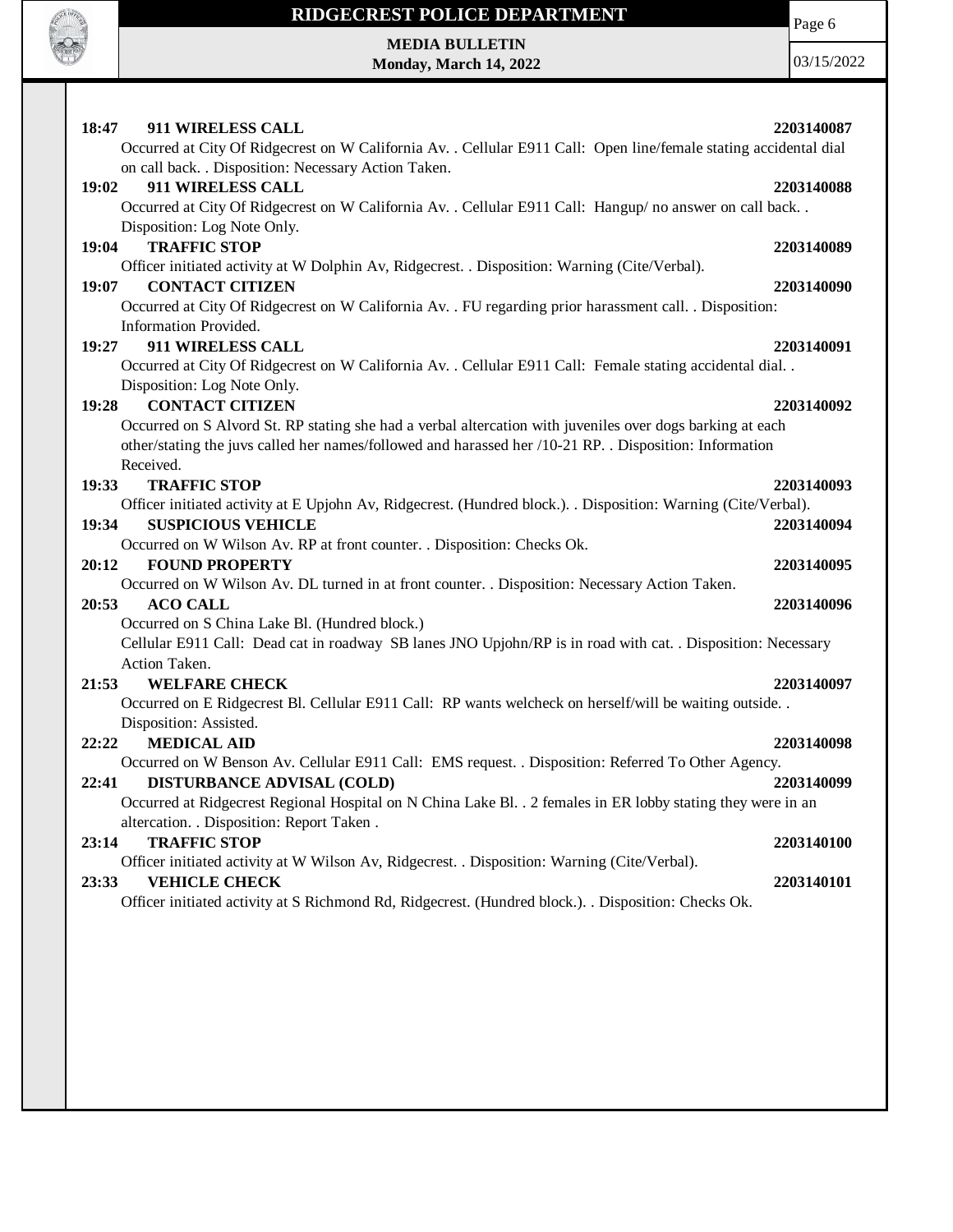**18:47 911 WIRELESS CALL** **2203140087**

Occurred at City Of Ridgecrest on W California Av. . Cellular E911 Call: Open line/female stating accidental dial on call back. . Disposition: Necessary Action Taken.

**19:02 911 WIRELESS CALL** **2203140088**

Occurred at City Of Ridgecrest on W California Av. . Cellular E911 Call: Hangup/ no answer on call back. . Disposition: Log Note Only.

**19:04 TRAFFIC STOP** **2203140089**

Officer initiated activity at W Dolphin Av, Ridgecrest. . Disposition: Warning (Cite/Verbal).

**19:07 CONTACT CITIZEN** **2203140090**

Occurred at City Of Ridgecrest on W California Av. . FU regarding prior harassment call. . Disposition: Information Provided.

**19:27 911 WIRELESS CALL** **2203140091**

Occurred at City Of Ridgecrest on W California Av. . Cellular E911 Call: Female stating accidental dial. . Disposition: Log Note Only.

**19:28 CONTACT CITIZEN** **2203140092**

Occurred on S Alvord St. RP stating she had a verbal altercation with juveniles over dogs barking at each other/stating the juvs called her names/followed and harassed her /10-21 RP. . Disposition: Information Received.

**19:33 TRAFFIC STOP** **2203140093**

Officer initiated activity at E Upjohn Av, Ridgecrest. (Hundred block.). . Disposition: Warning (Cite/Verbal).

**19:34 SUSPICIOUS VEHICLE** **2203140094**

Occurred on W Wilson Av. RP at front counter. . Disposition: Checks Ok.

**20:12 FOUND PROPERTY** **2203140095**

Occurred on W Wilson Av. DL turned in at front counter. . Disposition: Necessary Action Taken.

**20:53 ACO CALL** **2203140096**

Occurred on S China Lake Bl. (Hundred block.)
Cellular E911 Call: Dead cat in roadway SB lanes JNO Upjohn/RP is in road with cat. . Disposition: Necessary Action Taken.

**21:53 WELFARE CHECK** **2203140097**

Occurred on E Ridgecrest Bl. Cellular E911 Call: RP wants welcheck on herself/will be waiting outside. . Disposition: Assisted.

**22:22 MEDICAL AID** **2203140098**

Occurred on W Benson Av. Cellular E911 Call: EMS request. . Disposition: Referred To Other Agency.

**22:41 DISTURBANCE ADVISAL (COLD)** **2203140099**

Occurred at Ridgecrest Regional Hospital on N China Lake Bl. . 2 females in ER lobby stating they were in an altercation. . Disposition: Report Taken .

**23:14 TRAFFIC STOP** **2203140100**

Officer initiated activity at W Wilson Av, Ridgecrest. . Disposition: Warning (Cite/Verbal).

**23:33 VEHICLE CHECK** **2203140101**

Officer initiated activity at S Richmond Rd, Ridgecrest. (Hundred block.). . Disposition: Checks Ok.